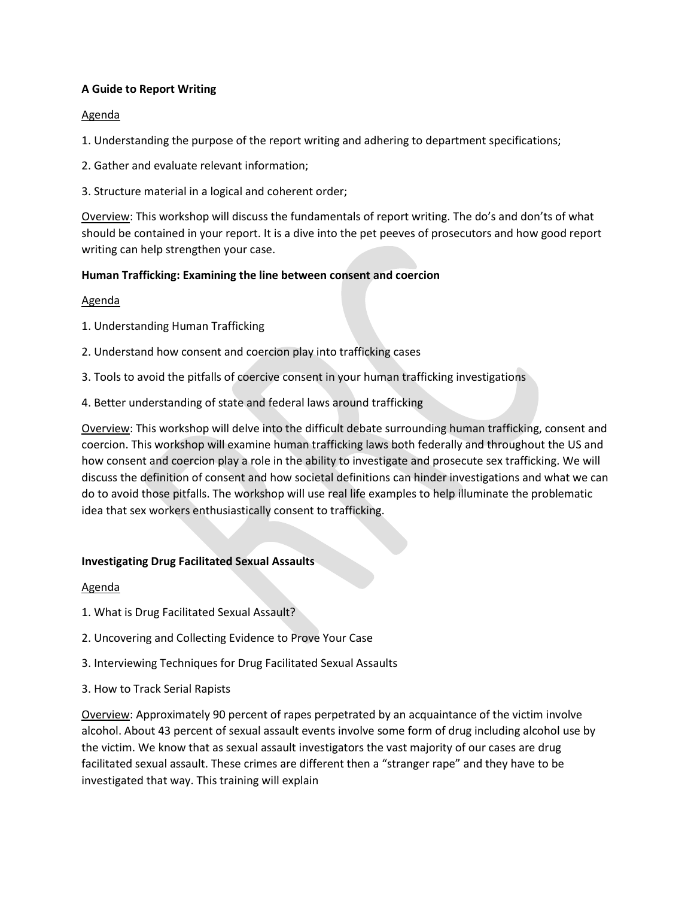**A Guide to Report Writing**

Agenda

1. Understanding the purpose of the report writing and adhering to department specifications;

2. Gather and evaluate relevant information;

3. Structure material in a logical and coherent order;

Overview: This workshop will discuss the fundamentals of report writing. The do's and don'ts of what should be contained in your report. It is a dive into the pet peeves of prosecutors and how good report writing can help strengthen your case.

**Human Trafficking: Examining the line between consent and coercion**

Agenda

1. Understanding Human Trafficking

2. Understand how consent and coercion play into trafficking cases

3. Tools to avoid the pitfalls of coercive consent in your human trafficking investigations

4. Better understanding of state and federal laws around trafficking

Overview: This workshop will delve into the difficult debate surrounding human trafficking, consent and coercion. This workshop will examine human trafficking laws both federally and throughout the US and how consent and coercion play a role in the ability to investigate and prosecute sex trafficking. We will discuss the definition of consent and how societal definitions can hinder investigations and what we can do to avoid those pitfalls. The workshop will use real life examples to help illuminate the problematic idea that sex workers enthusiastically consent to trafficking.

**Investigating Drug Facilitated Sexual Assaults**

Agenda

1. What is Drug Facilitated Sexual Assault?

2. Uncovering and Collecting Evidence to Prove Your Case

3. Interviewing Techniques for Drug Facilitated Sexual Assaults

3. How to Track Serial Rapists

Overview: Approximately 90 percent of rapes perpetrated by an acquaintance of the victim involve alcohol. About 43 percent of sexual assault events involve some form of drug including alcohol use by the victim. We know that as sexual assault investigators the vast majority of our cases are drug facilitated sexual assault. These crimes are different then a "stranger rape" and they have to be investigated that way. This training will explain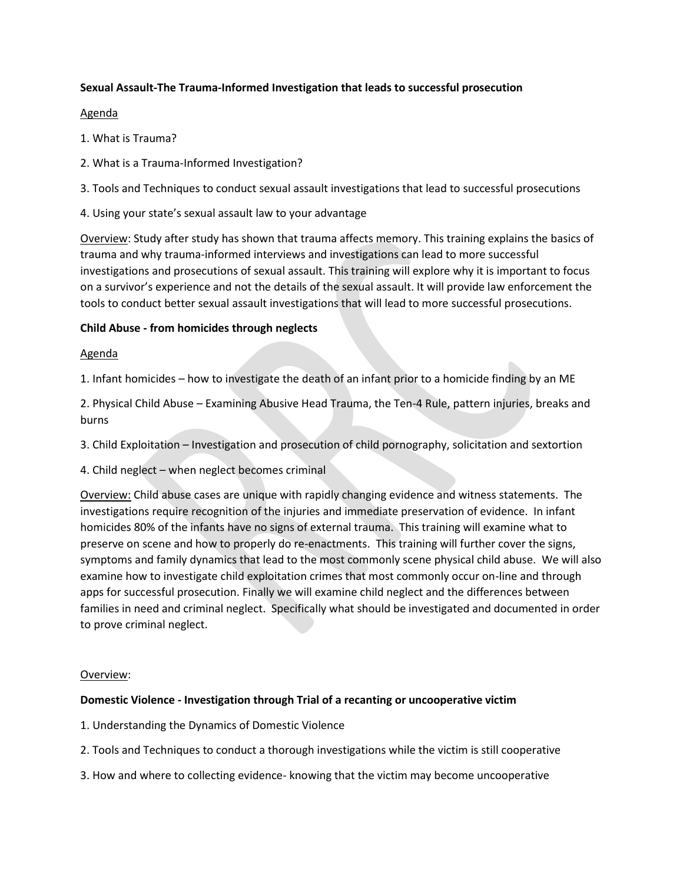**Sexual Assault-The Trauma-Informed Investigation that leads to successful prosecution**

Agenda

1. What is Trauma?
2. What is a Trauma-Informed Investigation?
3. Tools and Techniques to conduct sexual assault investigations that lead to successful prosecutions
4. Using your state's sexual assault law to your advantage

Overview: Study after study has shown that trauma affects memory. This training explains the basics of trauma and why trauma-informed interviews and investigations can lead to more successful investigations and prosecutions of sexual assault. This training will explore why it is important to focus on a survivor's experience and not the details of the sexual assault. It will provide law enforcement the tools to conduct better sexual assault investigations that will lead to more successful prosecutions.

**Child Abuse - from homicides through neglects**

Agenda

1. Infant homicides – how to investigate the death of an infant prior to a homicide finding by an ME
2. Physical Child Abuse – Examining Abusive Head Trauma, the Ten-4 Rule, pattern injuries, breaks and burns
3. Child Exploitation – Investigation and prosecution of child pornography, solicitation and sextortion
4. Child neglect – when neglect becomes criminal

Overview: Child abuse cases are unique with rapidly changing evidence and witness statements. The investigations require recognition of the injuries and immediate preservation of evidence. In infant homicides 80% of the infants have no signs of external trauma. This training will examine what to preserve on scene and how to properly do re-enactments. This training will further cover the signs, symptoms and family dynamics that lead to the most commonly scene physical child abuse. We will also examine how to investigate child exploitation crimes that most commonly occur on-line and through apps for successful prosecution. Finally we will examine child neglect and the differences between families in need and criminal neglect. Specifically what should be investigated and documented in order to prove criminal neglect.

Overview:

**Domestic Violence - Investigation through Trial of a recanting or uncooperative victim**

1. Understanding the Dynamics of Domestic Violence
2. Tools and Techniques to conduct a thorough investigations while the victim is still cooperative
3. How and where to collecting evidence- knowing that the victim may become uncooperative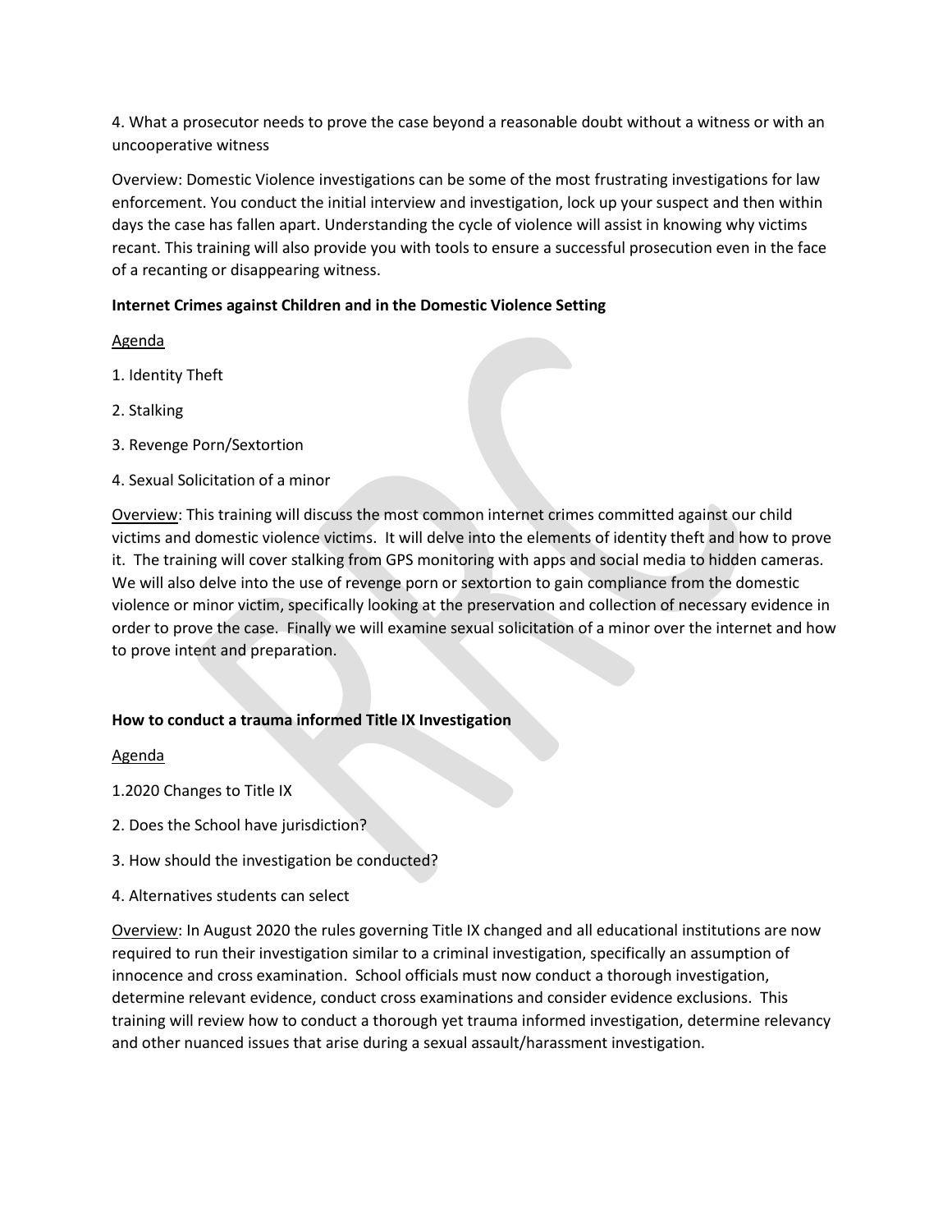4. What a prosecutor needs to prove the case beyond a reasonable doubt without a witness or with an uncooperative witness

Overview: Domestic Violence investigations can be some of the most frustrating investigations for law enforcement. You conduct the initial interview and investigation, lock up your suspect and then within days the case has fallen apart. Understanding the cycle of violence will assist in knowing why victims recant. This training will also provide you with tools to ensure a successful prosecution even in the face of a recanting or disappearing witness.

**Internet Crimes against Children and in the Domestic Violence Setting**

Agenda

1. Identity Theft

2. Stalking

3. Revenge Porn/Sextortion

4. Sexual Solicitation of a minor

Overview: This training will discuss the most common internet crimes committed against our child victims and domestic violence victims. It will delve into the elements of identity theft and how to prove it. The training will cover stalking from GPS monitoring with apps and social media to hidden cameras. We will also delve into the use of revenge porn or sextortion to gain compliance from the domestic violence or minor victim, specifically looking at the preservation and collection of necessary evidence in order to prove the case. Finally we will examine sexual solicitation of a minor over the internet and how to prove intent and preparation.

**How to conduct a trauma informed Title IX Investigation**

Agenda

1.2020 Changes to Title IX

2. Does the School have jurisdiction?

3. How should the investigation be conducted?

4. Alternatives students can select

Overview: In August 2020 the rules governing Title IX changed and all educational institutions are now required to run their investigation similar to a criminal investigation, specifically an assumption of innocence and cross examination. School officials must now conduct a thorough investigation, determine relevant evidence, conduct cross examinations and consider evidence exclusions. This training will review how to conduct a thorough yet trauma informed investigation, determine relevancy and other nuanced issues that arise during a sexual assault/harassment investigation.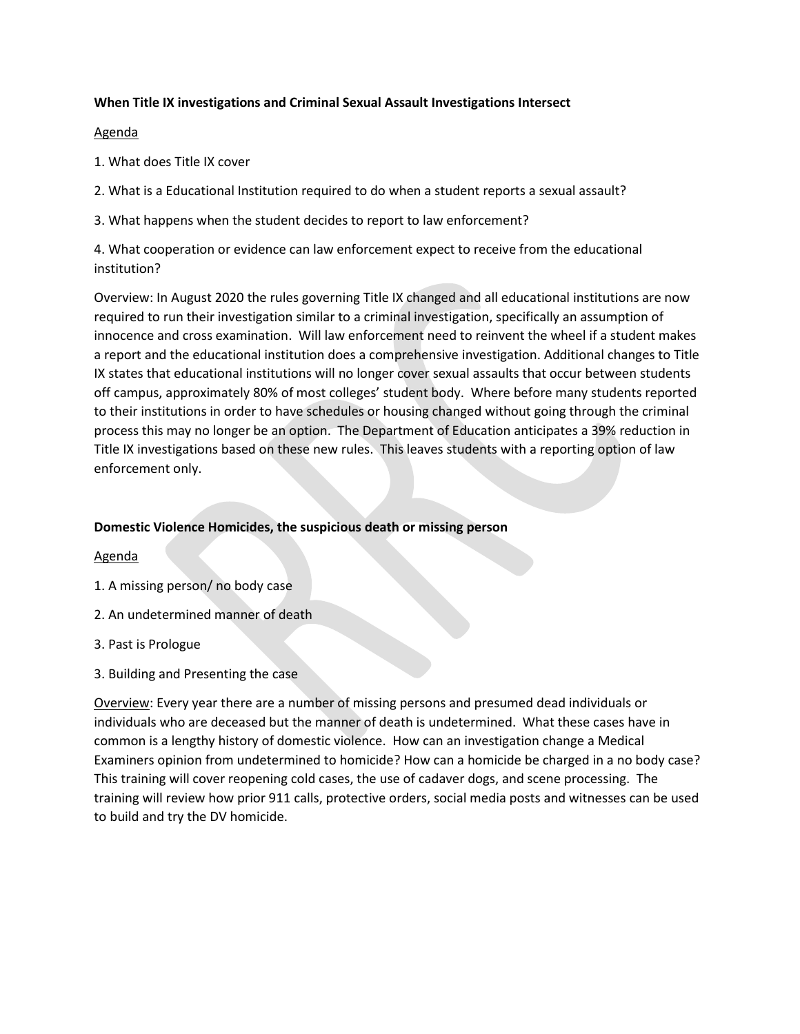**When Title IX investigations and Criminal Sexual Assault Investigations Intersect**

Agenda

1. What does Title IX cover

2. What is a Educational Institution required to do when a student reports a sexual assault?

3. What happens when the student decides to report to law enforcement?

4. What cooperation or evidence can law enforcement expect to receive from the educational institution?

Overview: In August 2020 the rules governing Title IX changed and all educational institutions are now required to run their investigation similar to a criminal investigation, specifically an assumption of innocence and cross examination. Will law enforcement need to reinvent the wheel if a student makes a report and the educational institution does a comprehensive investigation. Additional changes to Title IX states that educational institutions will no longer cover sexual assaults that occur between students off campus, approximately 80% of most colleges' student body. Where before many students reported to their institutions in order to have schedules or housing changed without going through the criminal process this may no longer be an option. The Department of Education anticipates a 39% reduction in Title IX investigations based on these new rules. This leaves students with a reporting option of law enforcement only.

**Domestic Violence Homicides, the suspicious death or missing person**

Agenda

1. A missing person/ no body case

2. An undetermined manner of death

3. Past is Prologue

3. Building and Presenting the case

Overview: Every year there are a number of missing persons and presumed dead individuals or individuals who are deceased but the manner of death is undetermined. What these cases have in common is a lengthy history of domestic violence. How can an investigation change a Medical Examiners opinion from undetermined to homicide? How can a homicide be charged in a no body case? This training will cover reopening cold cases, the use of cadaver dogs, and scene processing. The training will review how prior 911 calls, protective orders, social media posts and witnesses can be used to build and try the DV homicide.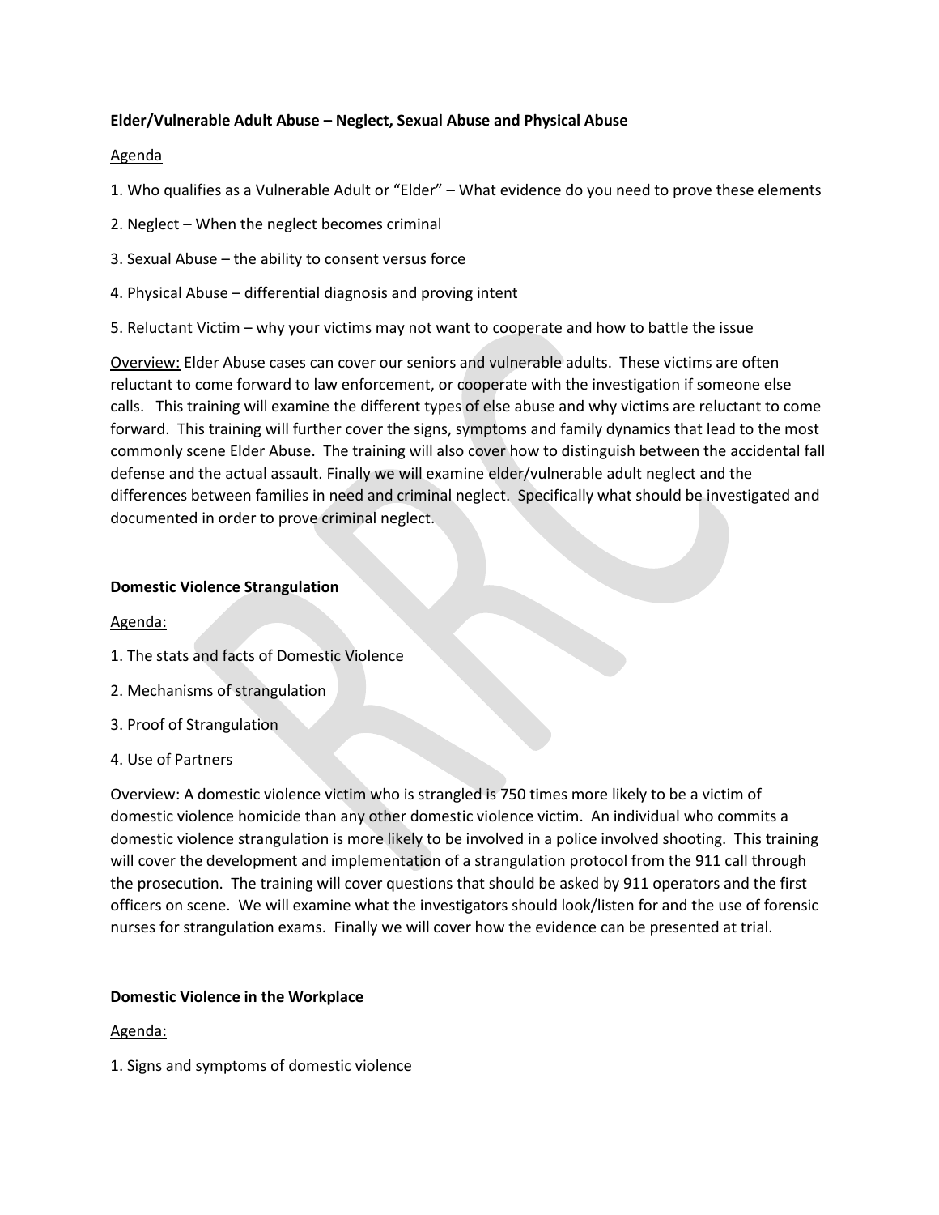**Elder/Vulnerable Adult Abuse – Neglect, Sexual Abuse and Physical Abuse**

Agenda

1. Who qualifies as a Vulnerable Adult or "Elder" – What evidence do you need to prove these elements
2. Neglect – When the neglect becomes criminal
3. Sexual Abuse – the ability to consent versus force
4. Physical Abuse – differential diagnosis and proving intent
5. Reluctant Victim – why your victims may not want to cooperate and how to battle the issue

Overview: Elder Abuse cases can cover our seniors and vulnerable adults. These victims are often reluctant to come forward to law enforcement, or cooperate with the investigation if someone else calls. This training will examine the different types of else abuse and why victims are reluctant to come forward. This training will further cover the signs, symptoms and family dynamics that lead to the most commonly scene Elder Abuse. The training will also cover how to distinguish between the accidental fall defense and the actual assault. Finally we will examine elder/vulnerable adult neglect and the differences between families in need and criminal neglect. Specifically what should be investigated and documented in order to prove criminal neglect.

**Domestic Violence Strangulation**

Agenda:

1. The stats and facts of Domestic Violence
2. Mechanisms of strangulation
3. Proof of Strangulation
4. Use of Partners

Overview: A domestic violence victim who is strangled is 750 times more likely to be a victim of domestic violence homicide than any other domestic violence victim. An individual who commits a domestic violence strangulation is more likely to be involved in a police involved shooting. This training will cover the development and implementation of a strangulation protocol from the 911 call through the prosecution. The training will cover questions that should be asked by 911 operators and the first officers on scene. We will examine what the investigators should look/listen for and the use of forensic nurses for strangulation exams. Finally we will cover how the evidence can be presented at trial.

**Domestic Violence in the Workplace**

Agenda:

1. Signs and symptoms of domestic violence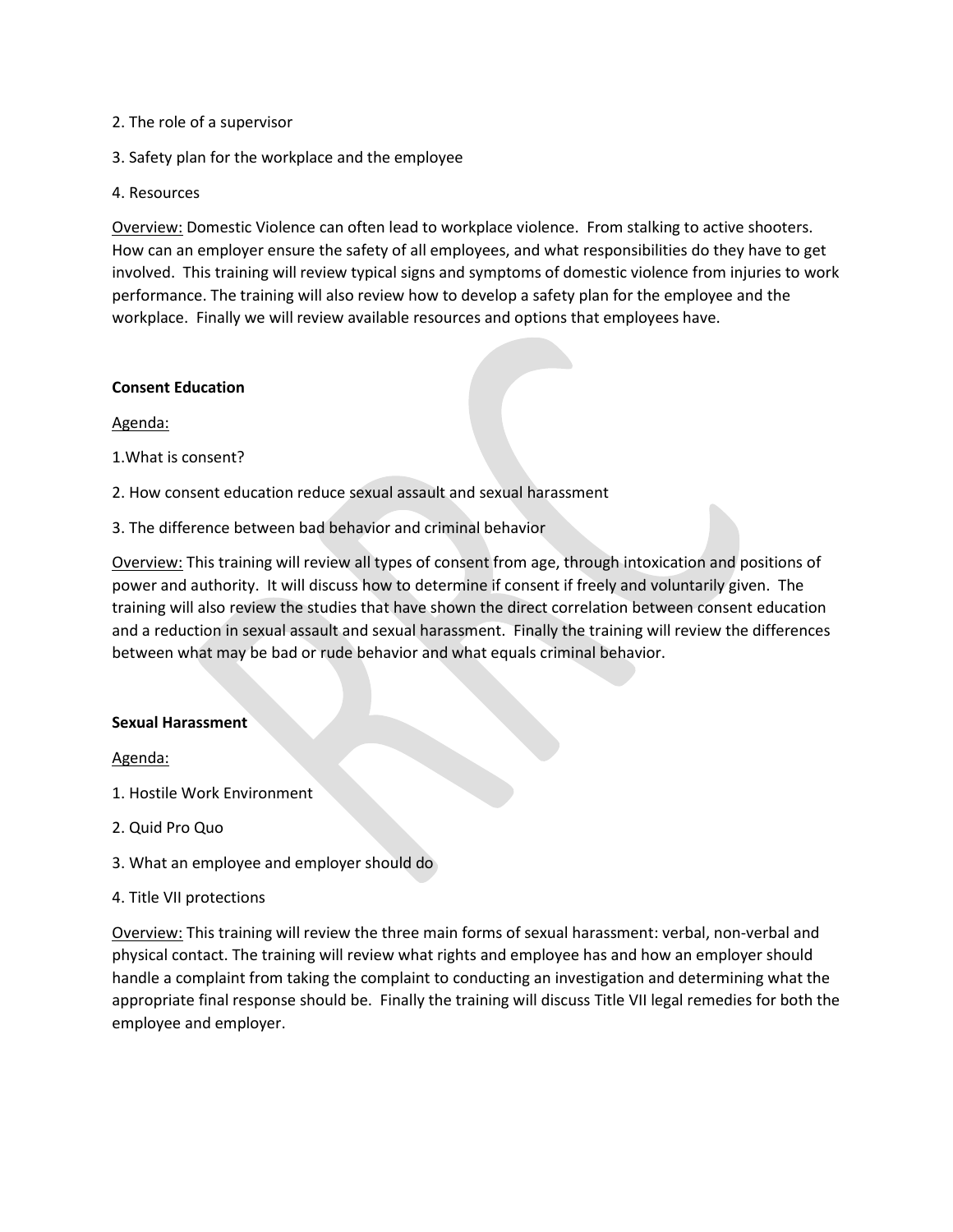2. The role of a supervisor

3. Safety plan for the workplace and the employee

4. Resources

<u>Overview:</u> Domestic Violence can often lead to workplace violence. From stalking to active shooters. How can an employer ensure the safety of all employees, and what responsibilities do they have to get involved. This training will review typical signs and symptoms of domestic violence from injuries to work performance. The training will also review how to develop a safety plan for the employee and the workplace. Finally we will review available resources and options that employees have.

**Consent Education**

<u>Agenda:</u>

1.What is consent?

2. How consent education reduce sexual assault and sexual harassment

3. The difference between bad behavior and criminal behavior

<u>Overview:</u> This training will review all types of consent from age, through intoxication and positions of power and authority. It will discuss how to determine if consent if freely and voluntarily given. The training will also review the studies that have shown the direct correlation between consent education and a reduction in sexual assault and sexual harassment. Finally the training will review the differences between what may be bad or rude behavior and what equals criminal behavior.

**Sexual Harassment**

<u>Agenda:</u>

1. Hostile Work Environment

2. Quid Pro Quo

3. What an employee and employer should do

4. Title VII protections

<u>Overview:</u> This training will review the three main forms of sexual harassment: verbal, non-verbal and physical contact. The training will review what rights and employee has and how an employer should handle a complaint from taking the complaint to conducting an investigation and determining what the appropriate final response should be. Finally the training will discuss Title VII legal remedies for both the employee and employer.